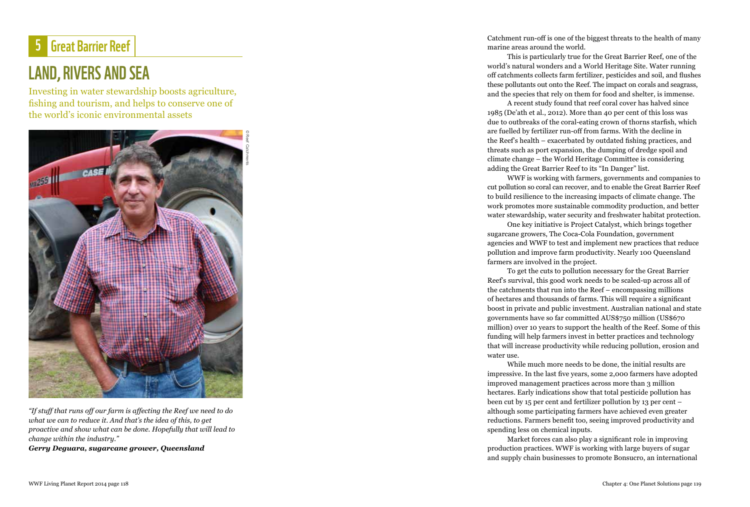## 5 Great Barrier Reef

# LAND, RIVERS AND SEA

Investing in water stewardship boosts agriculture, fishing and tourism, and helps to conserve one of the world's iconic environmental assets

© Reef Catchments

*"If stuff that runs off our farm is affecting the Reef we need to do what we can to reduce it. And that's the idea of this, to get proactive and show what can be done. Hopefully that will lead to change within the industry."*
***Gerry Deguara, sugarcane grower, Queensland***

Catchment run-off is one of the biggest threats to the health of many marine areas around the world.

This is particularly true for the Great Barrier Reef, one of the world's natural wonders and a World Heritage Site. Water running off catchments collects farm fertilizer, pesticides and soil, and flushes these pollutants out onto the Reef. The impact on corals and seagrass, and the species that rely on them for food and shelter, is immense.

A recent study found that reef coral cover has halved since 1985 (De'ath et al., 2012). More than 40 per cent of this loss was due to outbreaks of the coral-eating crown of thorns starfish, which are fuelled by fertilizer run-off from farms. With the decline in the Reef's health – exacerbated by outdated fishing practices, and threats such as port expansion, the dumping of dredge spoil and climate change – the World Heritage Committee is considering adding the Great Barrier Reef to its "In Danger" list.

WWF is working with farmers, governments and companies to cut pollution so coral can recover, and to enable the Great Barrier Reef to build resilience to the increasing impacts of climate change. The work promotes more sustainable commodity production, and better water stewardship, water security and freshwater habitat protection.

One key initiative is Project Catalyst, which brings together sugarcane growers, The Coca-Cola Foundation, government agencies and WWF to test and implement new practices that reduce pollution and improve farm productivity. Nearly 100 Queensland farmers are involved in the project.

To get the cuts to pollution necessary for the Great Barrier Reef's survival, this good work needs to be scaled-up across all of the catchments that run into the Reef – encompassing millions of hectares and thousands of farms. This will require a significant boost in private and public investment. Australian national and state governments have so far committed AUS$750 million (US$670 million) over 10 years to support the health of the Reef. Some of this funding will help farmers invest in better practices and technology that will increase productivity while reducing pollution, erosion and water use.

While much more needs to be done, the initial results are impressive. In the last five years, some 2,000 farmers have adopted improved management practices across more than 3 million hectares. Early indications show that total pesticide pollution has been cut by 15 per cent and fertilizer pollution by 13 per cent – although some participating farmers have achieved even greater reductions. Farmers benefit too, seeing improved productivity and spending less on chemical inputs.

Market forces can also play a significant role in improving production practices. WWF is working with large buyers of sugar and supply chain businesses to promote Bonsucro, an international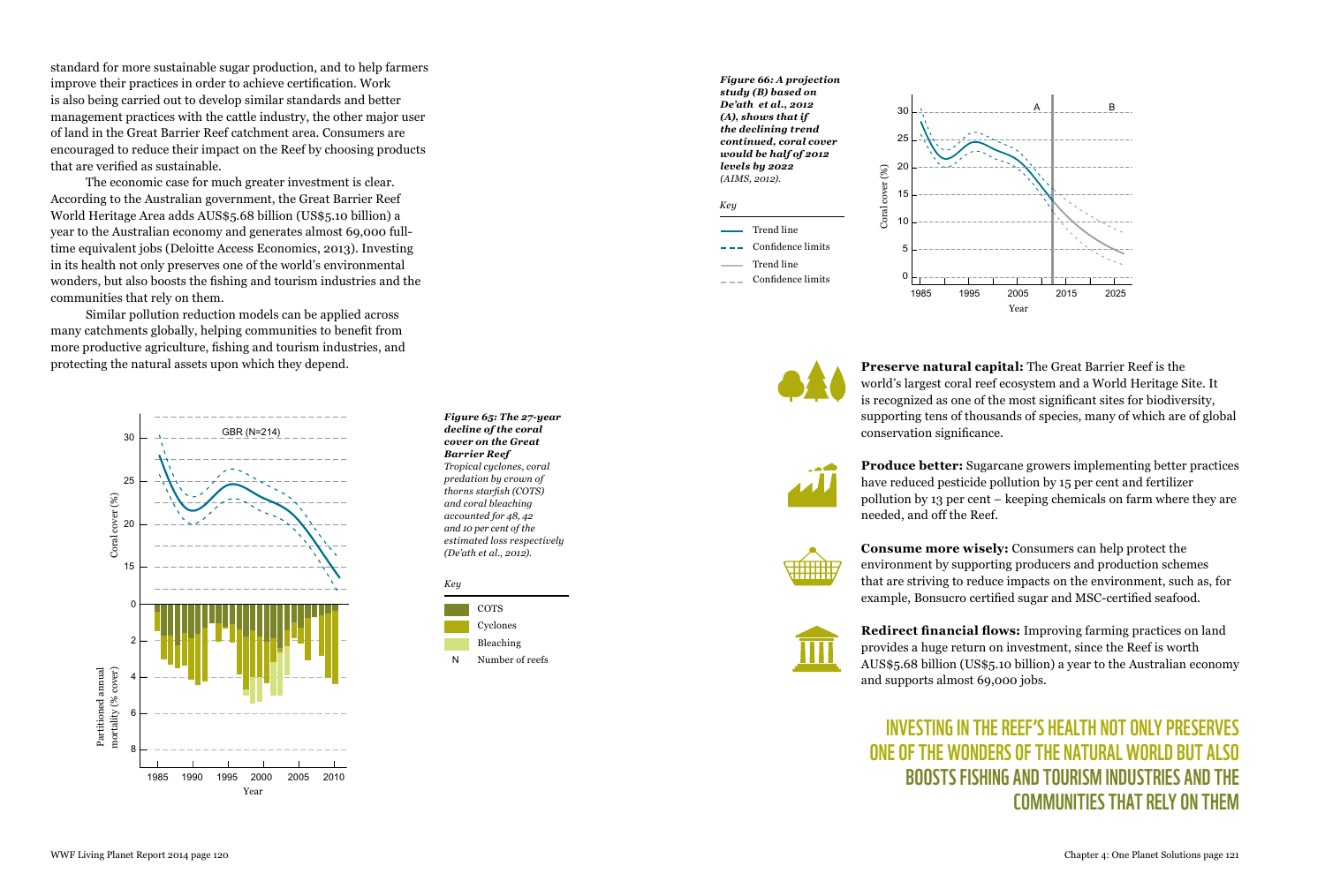standard for more sustainable sugar production, and to help farmers improve their practices in order to achieve certification. Work is also being carried out to develop similar standards and better management practices with the cattle industry, the other major user of land in the Great Barrier Reef catchment area. Consumers are encouraged to reduce their impact on the Reef by choosing products that are verified as sustainable.

The economic case for much greater investment is clear. According to the Australian government, the Great Barrier Reef World Heritage Area adds AUS$5.68 billion (US$5.10 billion) a year to the Australian economy and generates almost 69,000 full-time equivalent jobs (Deloitte Access Economics, 2013). Investing in its health not only preserves one of the world's environmental wonders, but also boosts the fishing and tourism industries and the communities that rely on them.

Similar pollution reduction models can be applied across many catchments globally, helping communities to benefit from more productive agriculture, fishing and tourism industries, and protecting the natural assets upon which they depend.

GBR (N=214)
Coral cover (%)
30
25
20
15
0
2
4
6
8
Partitioned annual mortality (% cover)
1985 1990 1995 2000 2005 2010
Year

***Figure 65: The 27-year decline of the coral cover on the Great Barrier Reef***
*Tropical cyclones, coral predation by crown of thorns starfish (COTS) and coral bleaching accounted for 48, 42 and 10 per cent of the estimated loss respectively (De'ath et al., 2012).*

*Key*
COTS
Cyclones
Bleaching
N Number of reefs

***Figure 66: A projection study (B) based on De'ath et al., 2012 (A), shows that if the declining trend continued, coral cover would be half of 2012 levels by 2022***
*(AIMS, 2012).*

*Key*
Trend line
Confidence limits
Trend line
Confidence limits

A
B
Coral cover (%)
30
25
20
15
10
5
0
1985 1995 2005 2015 2025
Year

**Preserve natural capital:** The Great Barrier Reef is the world's largest coral reef ecosystem and a World Heritage Site. It is recognized as one of the most significant sites for biodiversity, supporting tens of thousands of species, many of which are of global conservation significance.

**Produce better:** Sugarcane growers implementing better practices have reduced pesticide pollution by 15 per cent and fertilizer pollution by 13 per cent – keeping chemicals on farm where they are needed, and off the Reef.

**Consume more wisely:** Consumers can help protect the environment by supporting producers and production schemes that are striving to reduce impacts on the environment, such as, for example, Bonsucro certified sugar and MSC-certified seafood.

**Redirect financial flows:** Improving farming practices on land provides a huge return on investment, since the Reef is worth AUS$5.68 billion (US$5.10 billion) a year to the Australian economy and supports almost 69,000 jobs.

## INVESTING IN THE REEF'S HEALTH NOT ONLY PRESERVES ONE OF THE WONDERS OF THE NATURAL WORLD BUT ALSO BOOSTS FISHING AND TOURISM INDUSTRIES AND THE COMMUNITIES THAT RELY ON THEM